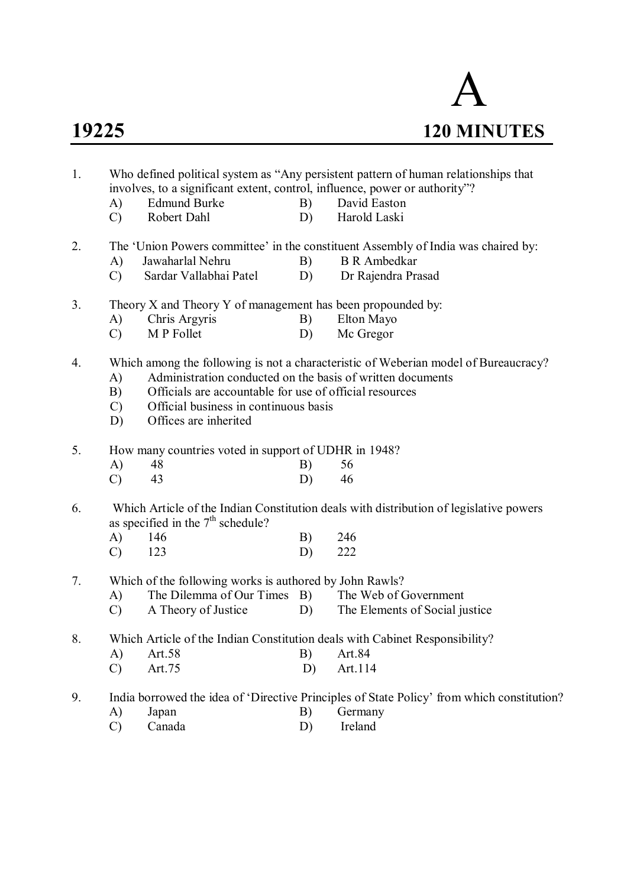# A

**19225** **120 MINUTES**

1. Who defined political system as "Any persistent pattern of human relationships that involves, to a significant extent, control, influence, power or authority"?
   - A) Edmund Burke
   - B) David Easton
   - C) Robert Dahl
   - D) Harold Laski

2. The 'Union Powers committee' in the constituent Assembly of India was chaired by:
   - A) Jawaharlal Nehru
   - B) B R Ambedkar
   - C) Sardar Vallabhai Patel
   - D) Dr Rajendra Prasad

3. Theory X and Theory Y of management has been propounded by:
   - A) Chris Argyris
   - B) Elton Mayo
   - C) M P Follet
   - D) Mc Gregor

4. Which among the following is not a characteristic of Weberian model of Bureaucracy?
   - A) Administration conducted on the basis of written documents
   - B) Officials are accountable for use of official resources
   - C) Official business in continuous basis
   - D) Offices are inherited

5. How many countries voted in support of UDHR in 1948?
   - A) 48
   - B) 56
   - C) 43
   - D) 46

6. Which Article of the Indian Constitution deals with distribution of legislative powers as specified in the 7th schedule?
   - A) 146
   - B) 246
   - C) 123
   - D) 222

7. Which of the following works is authored by John Rawls?
   - A) The Dilemma of Our Times
   - B) The Web of Government
   - C) A Theory of Justice
   - D) The Elements of Social justice

8. Which Article of the Indian Constitution deals with Cabinet Responsibility?
   - A) Art.58
   - B) Art.84
   - C) Art.75
   - D) Art.114

9. India borrowed the idea of 'Directive Principles of State Policy' from which constitution?
   - A) Japan
   - B) Germany
   - C) Canada
   - D) Ireland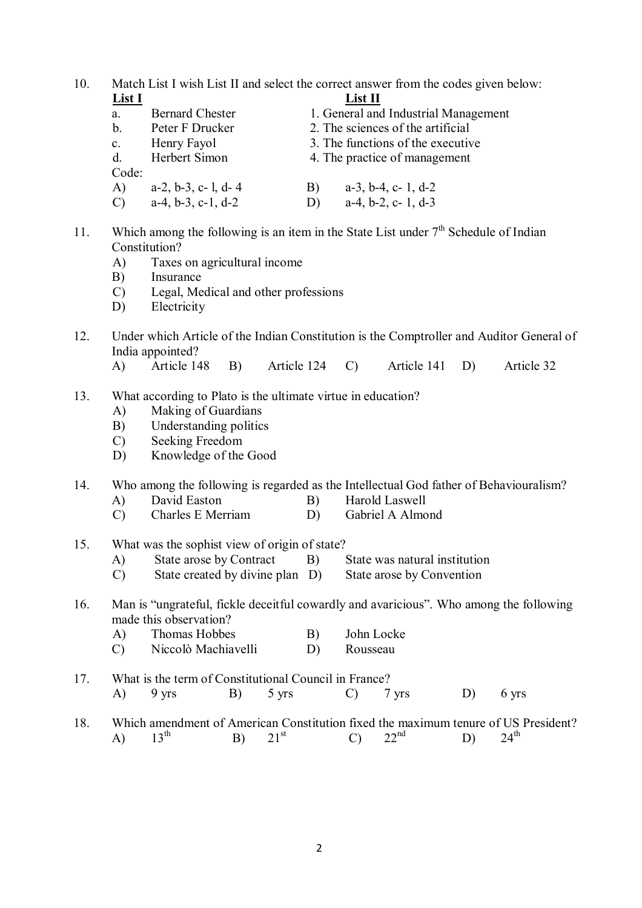10. Match List I wish List II and select the correct answer from the codes given below:

| **List I** | | **List II** |
|---|---|---|
| a. | Bernard Chester | 1. General and Industrial Management |
| b. | Peter F Drucker | 2. The sciences of the artificial |
| c. | Henry Fayol | 3. The functions of the executive |
| d. | Herbert Simon | 4. The practice of management |

Code:

A) a-2, b-3, c- l, d- 4 &nbsp;&nbsp;&nbsp;&nbsp; B) a-3, b-4, c- 1, d-2

C) a-4, b-3, c-1, d-2 &nbsp;&nbsp;&nbsp;&nbsp; D) a-4, b-2, c- 1, d-3

11. Which among the following is an item in the State List under 7th Schedule of Indian Constitution?
    - A) Taxes on agricultural income
    - B) Insurance
    - C) Legal, Medical and other professions
    - D) Electricity

12. Under which Article of the Indian Constitution is the Comptroller and Auditor General of India appointed?

    A) Article 148 &nbsp;&nbsp; B) Article 124 &nbsp;&nbsp; C) Article 141 &nbsp;&nbsp; D) Article 32

13. What according to Plato is the ultimate virtue in education?
    - A) Making of Guardians
    - B) Understanding politics
    - C) Seeking Freedom
    - D) Knowledge of the Good

14. Who among the following is regarded as the Intellectual God father of Behaviouralism?

    A) David Easton &nbsp;&nbsp; B) Harold Laswell

    C) Charles E Merriam &nbsp;&nbsp; D) Gabriel A Almond

15. What was the sophist view of origin of state?

    A) State arose by Contract &nbsp;&nbsp; B) State was natural institution

    C) State created by divine plan &nbsp;&nbsp; D) State arose by Convention

16. Man is "ungrateful, fickle deceitful cowardly and avaricious". Who among the following made this observation?

    A) Thomas Hobbes &nbsp;&nbsp; B) John Locke

    C) Niccolò Machiavelli &nbsp;&nbsp; D) Rousseau

17. What is the term of Constitutional Council in France?

    A) 9 yrs &nbsp;&nbsp; B) 5 yrs &nbsp;&nbsp; C) 7 yrs &nbsp;&nbsp; D) 6 yrs

18. Which amendment of American Constitution fixed the maximum tenure of US President?

    A) 13th &nbsp;&nbsp; B) 21st &nbsp;&nbsp; C) 22nd &nbsp;&nbsp; D) 24th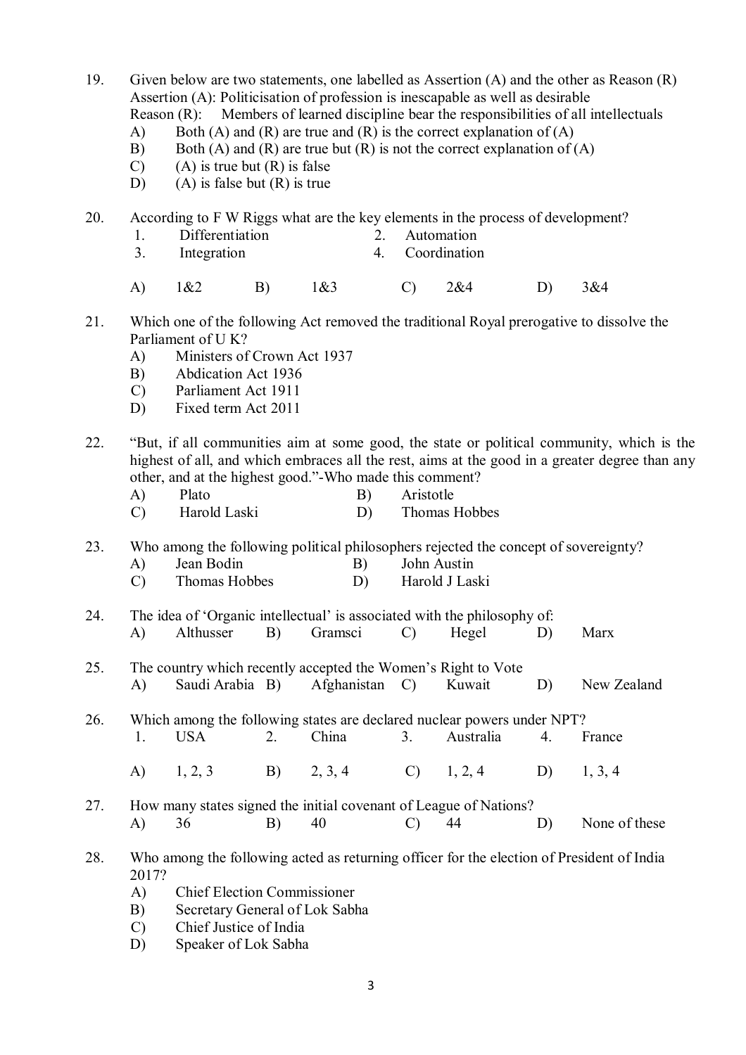19. Given below are two statements, one labelled as Assertion (A) and the other as Reason (R)
    Assertion (A): Politicisation of profession is inescapable as well as desirable
    Reason (R): Members of learned discipline bear the responsibilities of all intellectuals
    A) Both (A) and (R) are true and (R) is the correct explanation of (A)
    B) Both (A) and (R) are true but (R) is not the correct explanation of (A)
    C) (A) is true but (R) is false
    D) (A) is false but (R) is true

20. According to F W Riggs what are the key elements in the process of development?
    1. Differentiation
    2. Automation
    3. Integration
    4. Coordination

    A) 1&2 B) 1&3 C) 2&4 D) 3&4

21. Which one of the following Act removed the traditional Royal prerogative to dissolve the Parliament of U K?
    A) Ministers of Crown Act 1937
    B) Abdication Act 1936
    C) Parliament Act 1911
    D) Fixed term Act 2011

22. "But, if all communities aim at some good, the state or political community, which is the highest of all, and which embraces all the rest, aims at the good in a greater degree than any other, and at the highest good."-Who made this comment?
    A) Plato B) Aristotle
    C) Harold Laski D) Thomas Hobbes

23. Who among the following political philosophers rejected the concept of sovereignty?
    A) Jean Bodin B) John Austin
    C) Thomas Hobbes D) Harold J Laski

24. The idea of 'Organic intellectual' is associated with the philosophy of:
    A) Althusser B) Gramsci C) Hegel D) Marx

25. The country which recently accepted the Women's Right to Vote
    A) Saudi Arabia B) Afghanistan C) Kuwait D) New Zealand

26. Which among the following states are declared nuclear powers under NPT?
    1. USA 2. China 3. Australia 4. France

    A) 1, 2, 3 B) 2, 3, 4 C) 1, 2, 4 D) 1, 3, 4

27. How many states signed the initial covenant of League of Nations?
    A) 36 B) 40 C) 44 D) None of these

28. Who among the following acted as returning officer for the election of President of India 2017?
    A) Chief Election Commissioner
    B) Secretary General of Lok Sabha
    C) Chief Justice of India
    D) Speaker of Lok Sabha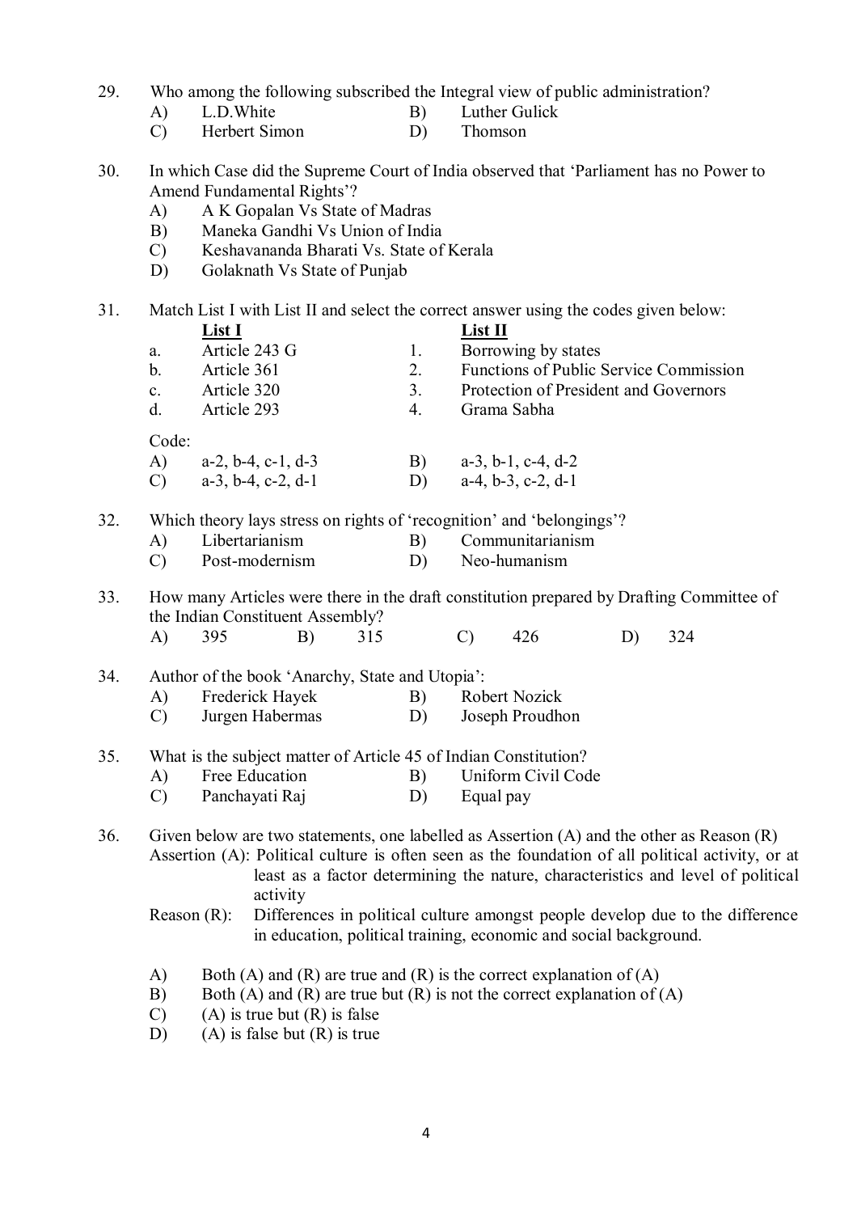29. Who among the following subscribed the Integral view of public administration?
    - A) L.D.White
    - B) Luther Gulick
    - C) Herbert Simon
    - D) Thomson

30. In which Case did the Supreme Court of India observed that 'Parliament has no Power to Amend Fundamental Rights'?
    - A) A K Gopalan Vs State of Madras
    - B) Maneka Gandhi Vs Union of India
    - C) Keshavananda Bharati Vs. State of Kerala
    - D) Golaknath Vs State of Punjab

31. Match List I with List II and select the correct answer using the codes given below:

| | **List I** | | **List II** |
|---|---|---|---|
| a. | Article 243 G | 1. | Borrowing by states |
| b. | Article 361 | 2. | Functions of Public Service Commission |
| c. | Article 320 | 3. | Protection of President and Governors |
| d. | Article 293 | 4. | Grama Sabha |

    Code:
    - A) a-2, b-4, c-1, d-3
    - B) a-3, b-1, c-4, d-2
    - C) a-3, b-4, c-2, d-1
    - D) a-4, b-3, c-2, d-1

32. Which theory lays stress on rights of 'recognition' and 'belongings'?
    - A) Libertarianism
    - B) Communitarianism
    - C) Post-modernism
    - D) Neo-humanism

33. How many Articles were there in the draft constitution prepared by Drafting Committee of the Indian Constituent Assembly?
    - A) 395
    - B) 315
    - C) 426
    - D) 324

34. Author of the book 'Anarchy, State and Utopia':
    - A) Frederick Hayek
    - B) Robert Nozick
    - C) Jurgen Habermas
    - D) Joseph Proudhon

35. What is the subject matter of Article 45 of Indian Constitution?
    - A) Free Education
    - B) Uniform Civil Code
    - C) Panchayati Raj
    - D) Equal pay

36. Given below are two statements, one labelled as Assertion (A) and the other as Reason (R)

    Assertion (A): Political culture is often seen as the foundation of all political activity, or at least as a factor determining the nature, characteristics and level of political activity

    Reason (R): Differences in political culture amongst people develop due to the difference in education, political training, economic and social background.

    - A) Both (A) and (R) are true and (R) is the correct explanation of (A)
    - B) Both (A) and (R) are true but (R) is not the correct explanation of (A)
    - C) (A) is true but (R) is false
    - D) (A) is false but (R) is true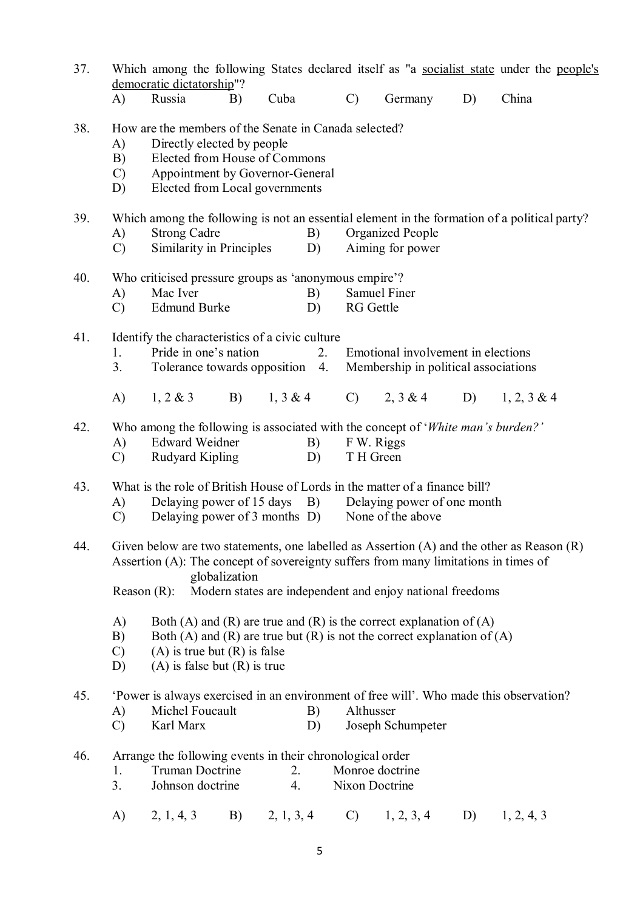37. Which among the following States declared itself as "a <u>socialist state</u> under the <u>people's democratic dictatorship</u>"?

A) Russia B) Cuba C) Germany D) China

38. How are the members of the Senate in Canada selected?

A) Directly elected by people
B) Elected from House of Commons
C) Appointment by Governor-General
D) Elected from Local governments

39. Which among the following is not an essential element in the formation of a political party?

A) Strong Cadre B) Organized People
C) Similarity in Principles D) Aiming for power

40. Who criticised pressure groups as 'anonymous empire'?

A) Mac Iver B) Samuel Finer
C) Edmund Burke D) RG Gettle

41. Identify the characteristics of a civic culture

1. Pride in one's nation 2. Emotional involvement in elections
3. Tolerance towards opposition 4. Membership in political associations

A) 1, 2 & 3 B) 1, 3 & 4 C) 2, 3 & 4 D) 1, 2, 3 & 4

42. Who among the following is associated with the concept of '*White man's burden?*'

A) Edward Weidner B) F W. Riggs
C) Rudyard Kipling D) T H Green

43. What is the role of British House of Lords in the matter of a finance bill?

A) Delaying power of 15 days B) Delaying power of one month
C) Delaying power of 3 months D) None of the above

44. Given below are two statements, one labelled as Assertion (A) and the other as Reason (R)

Assertion (A): The concept of sovereignty suffers from many limitations in times of globalization

Reason (R): Modern states are independent and enjoy national freedoms

A) Both (A) and (R) are true and (R) is the correct explanation of (A)
B) Both (A) and (R) are true but (R) is not the correct explanation of (A)
C) (A) is true but (R) is false
D) (A) is false but (R) is true

45. 'Power is always exercised in an environment of free will'. Who made this observation?

A) Michel Foucault B) Althusser
C) Karl Marx D) Joseph Schumpeter

46. Arrange the following events in their chronological order

1. Truman Doctrine 2. Monroe doctrine
3. Johnson doctrine 4. Nixon Doctrine

A) 2, 1, 4, 3 B) 2, 1, 3, 4 C) 1, 2, 3, 4 D) 1, 2, 4, 3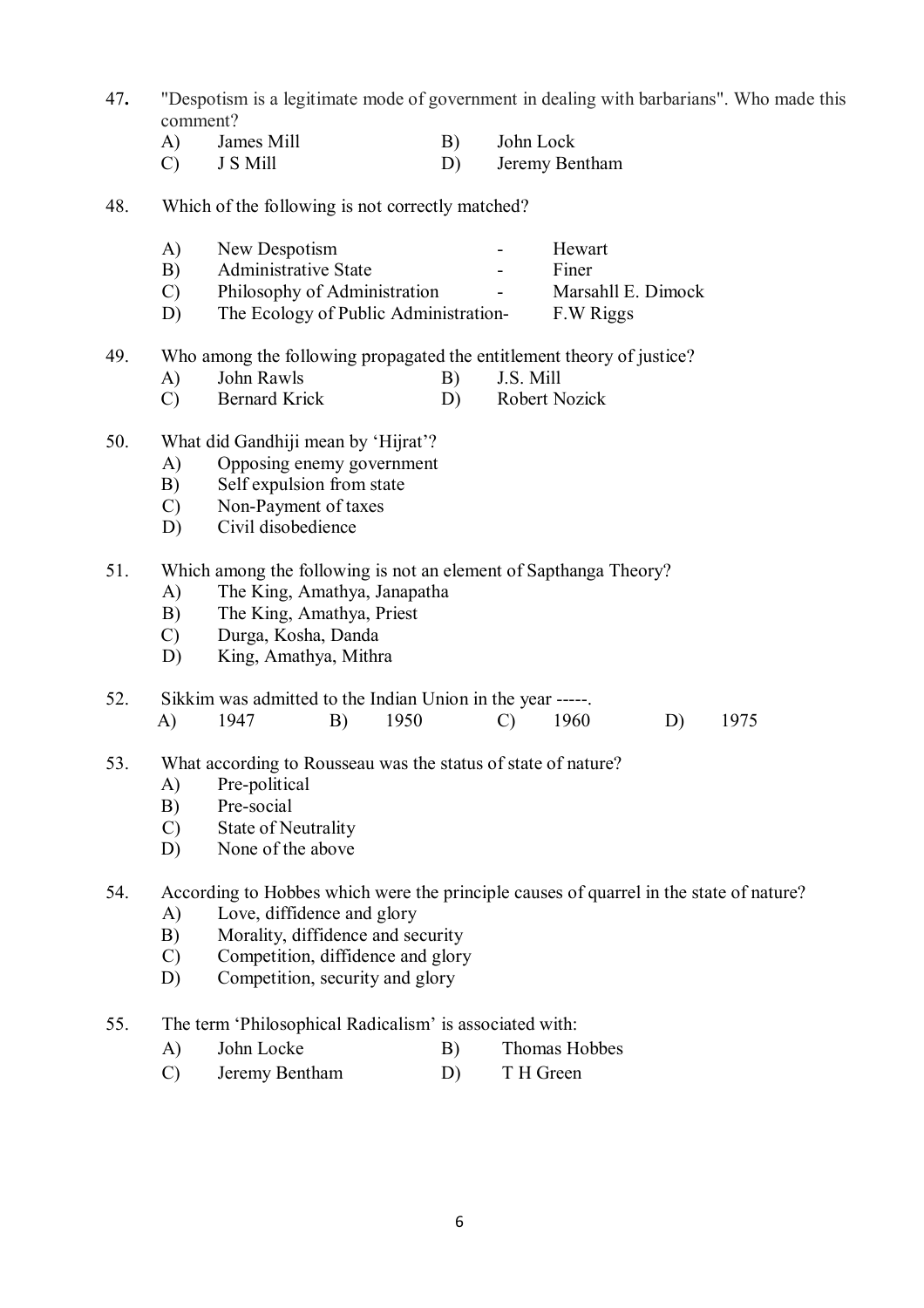47. "Despotism is a legitimate mode of government in dealing with barbarians". Who made this comment?

    A) James Mill  B) John Lock
    C) J S Mill  D) Jeremy Bentham

48. Which of the following is not correctly matched?

    A) New Despotism - Hewart
    B) Administrative State - Finer
    C) Philosophy of Administration - Marsahll E. Dimock
    D) The Ecology of Public Administration- F.W Riggs

49. Who among the following propagated the entitlement theory of justice?

    A) John Rawls  B) J.S. Mill
    C) Bernard Krick  D) Robert Nozick

50. What did Gandhiji mean by 'Hijrat'?

    A) Opposing enemy government
    B) Self expulsion from state
    C) Non-Payment of taxes
    D) Civil disobedience

51. Which among the following is not an element of Sapthanga Theory?

    A) The King, Amathya, Janapatha
    B) The King, Amathya, Priest
    C) Durga, Kosha, Danda
    D) King, Amathya, Mithra

52. Sikkim was admitted to the Indian Union in the year -----.

    A) 1947  B) 1950  C) 1960  D) 1975

53. What according to Rousseau was the status of state of nature?

    A) Pre-political
    B) Pre-social
    C) State of Neutrality
    D) None of the above

54. According to Hobbes which were the principle causes of quarrel in the state of nature?

    A) Love, diffidence and glory
    B) Morality, diffidence and security
    C) Competition, diffidence and glory
    D) Competition, security and glory

55. The term 'Philosophical Radicalism' is associated with:

    A) John Locke  B) Thomas Hobbes
    C) Jeremy Bentham  D) T H Green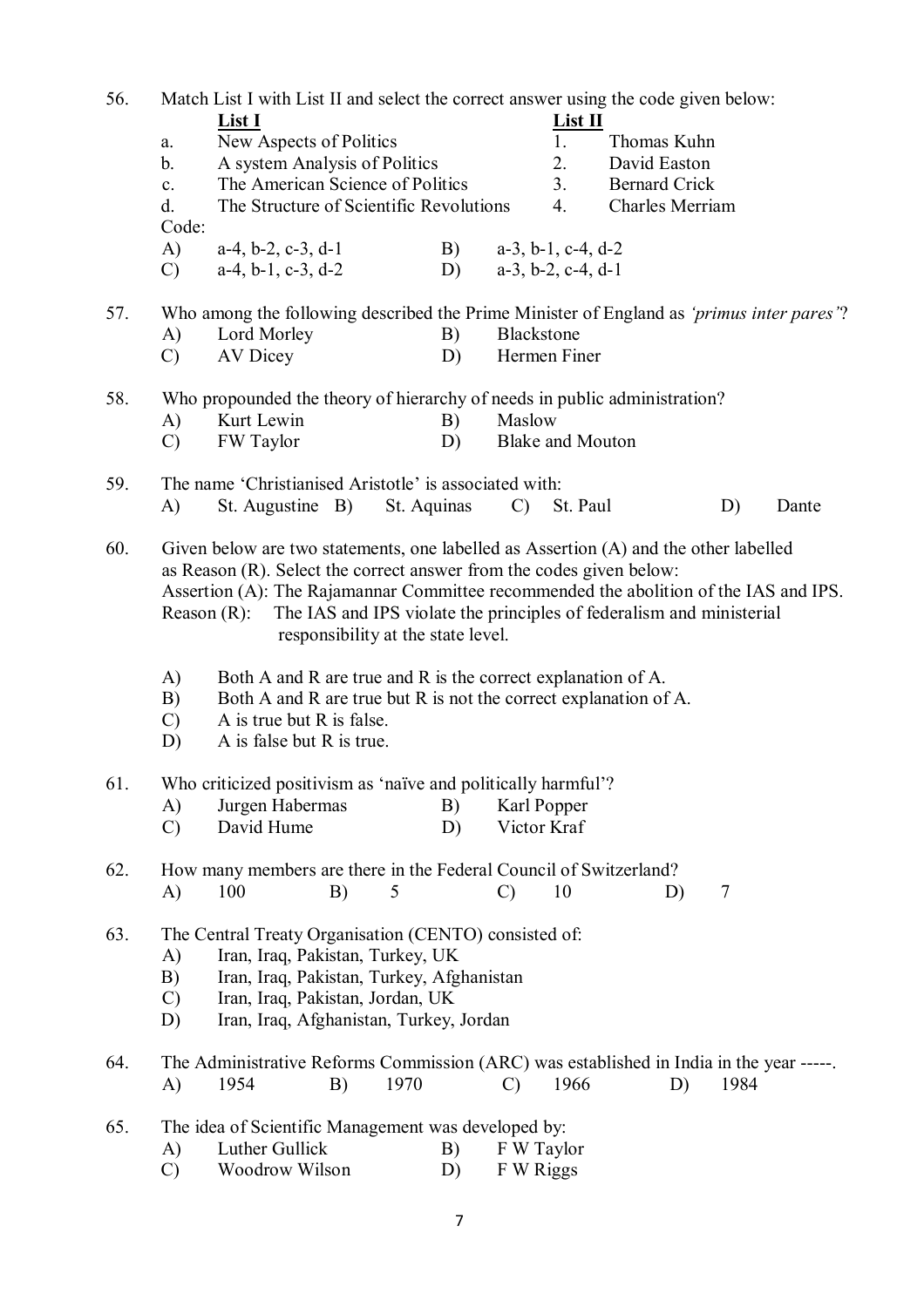56. Match List I with List II and select the correct answer using the code given below:

| | **List I** | | **List II** |
|---|---|---|---|
| a. | New Aspects of Politics | 1. | Thomas Kuhn |
| b. | A system Analysis of Politics | 2. | David Easton |
| c. | The American Science of Politics | 3. | Bernard Crick |
| d. | The Structure of Scientific Revolutions | 4. | Charles Merriam |

Code:

A) a-4, b-2, c-3, d-1
B) a-3, b-1, c-4, d-2
C) a-4, b-1, c-3, d-2
D) a-3, b-2, c-4, d-1

57. Who among the following described the Prime Minister of England as *'primus inter pares'*?

A) Lord Morley
B) Blackstone
C) AV Dicey
D) Hermen Finer

58. Who propounded the theory of hierarchy of needs in public administration?

A) Kurt Lewin
B) Maslow
C) FW Taylor
D) Blake and Mouton

59. The name 'Christianised Aristotle' is associated with:

A) St. Augustine
B) St. Aquinas
C) St. Paul
D) Dante

60. Given below are two statements, one labelled as Assertion (A) and the other labelled as Reason (R). Select the correct answer from the codes given below:

Assertion (A): The Rajamannar Committee recommended the abolition of the IAS and IPS.

Reason (R): The IAS and IPS violate the principles of federalism and ministerial responsibility at the state level.

A) Both A and R are true and R is the correct explanation of A.
B) Both A and R are true but R is not the correct explanation of A.
C) A is true but R is false.
D) A is false but R is true.

61. Who criticized positivism as 'naïve and politically harmful'?

A) Jurgen Habermas
B) Karl Popper
C) David Hume
D) Victor Kraf

62. How many members are there in the Federal Council of Switzerland?

A) 100
B) 5
C) 10
D) 7

63. The Central Treaty Organisation (CENTO) consisted of:

A) Iran, Iraq, Pakistan, Turkey, UK
B) Iran, Iraq, Pakistan, Turkey, Afghanistan
C) Iran, Iraq, Pakistan, Jordan, UK
D) Iran, Iraq, Afghanistan, Turkey, Jordan

64. The Administrative Reforms Commission (ARC) was established in India in the year -----.

A) 1954
B) 1970
C) 1966
D) 1984

65. The idea of Scientific Management was developed by:

A) Luther Gullick
B) F W Taylor
C) Woodrow Wilson
D) F W Riggs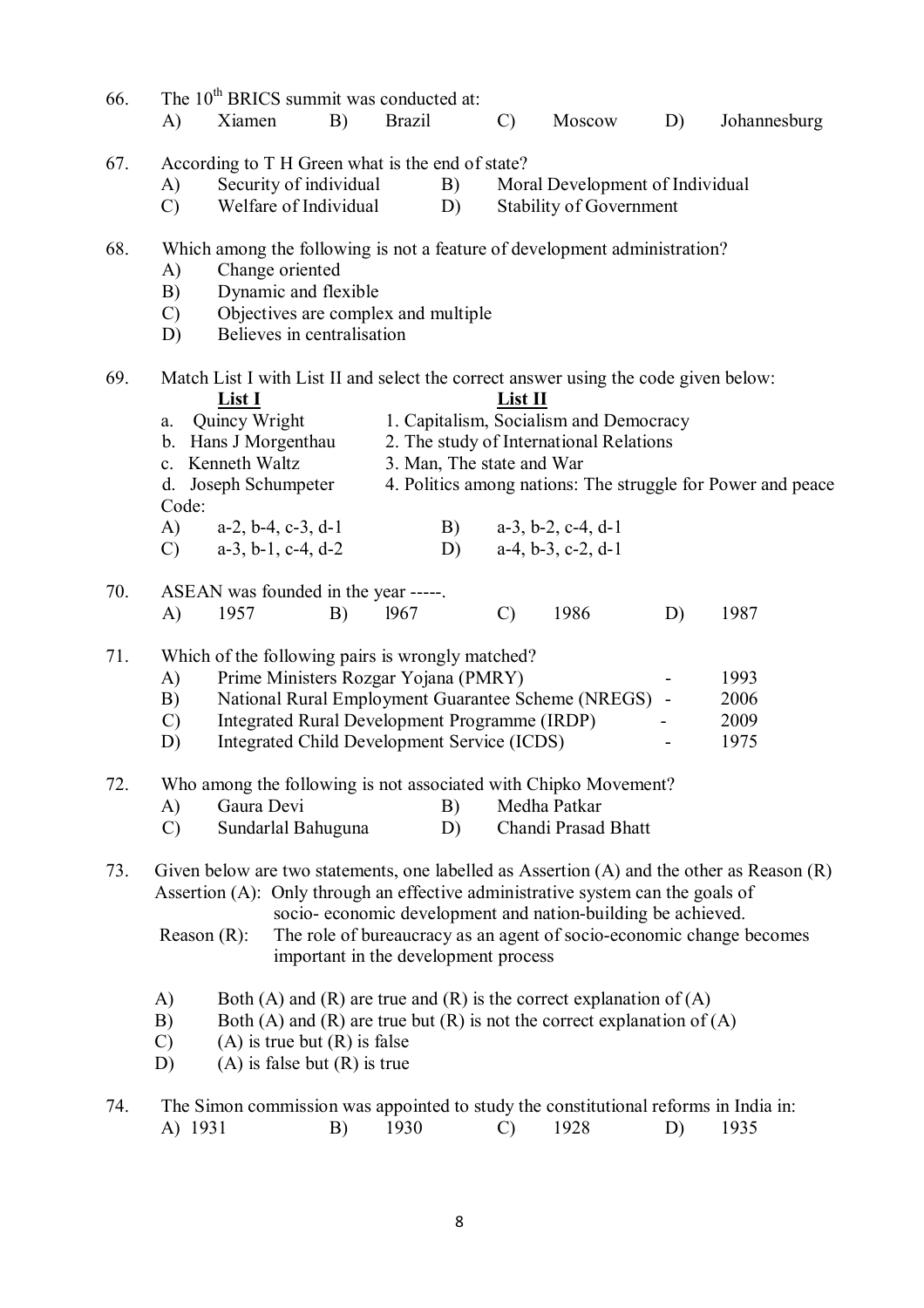66. The 10th BRICS summit was conducted at:
   A) Xiamen  B) Brazil  C) Moscow  D) Johannesburg

67. According to T H Green what is the end of state?
   A) Security of individual  B) Moral Development of Individual
   C) Welfare of Individual  D) Stability of Government

68. Which among the following is not a feature of development administration?
   A) Change oriented
   B) Dynamic and flexible
   C) Objectives are complex and multiple
   D) Believes in centralisation

69. Match List I with List II and select the correct answer using the code given below:

| **List I** | **List II** |
|---|---|
| a. Quincy Wright | 1. Capitalism, Socialism and Democracy |
| b. Hans J Morgenthau | 2. The study of International Relations |
| c. Kenneth Waltz | 3. Man, The state and War |
| d. Joseph Schumpeter | 4. Politics among nations: The struggle for Power and peace |

   Code:
   A) a-2, b-4, c-3, d-1  B) a-3, b-2, c-4, d-1
   C) a-3, b-1, c-4, d-2  D) a-4, b-3, c-2, d-1

70. ASEAN was founded in the year -----.
   A) 1957  B) l967  C) 1986  D) 1987

71. Which of the following pairs is wrongly matched?
   A) Prime Ministers Rozgar Yojana (PMRY) - 1993
   B) National Rural Employment Guarantee Scheme (NREGS) - 2006
   C) Integrated Rural Development Programme (IRDP) - 2009
   D) Integrated Child Development Service (ICDS) - 1975

72. Who among the following is not associated with Chipko Movement?
   A) Gaura Devi  B) Medha Patkar
   C) Sundarlal Bahuguna  D) Chandi Prasad Bhatt

73. Given below are two statements, one labelled as Assertion (A) and the other as Reason (R)
   Assertion (A): Only through an effective administrative system can the goals of socio- economic development and nation-building be achieved.
   Reason (R): The role of bureaucracy as an agent of socio-economic change becomes important in the development process

   A) Both (A) and (R) are true and (R) is the correct explanation of (A)
   B) Both (A) and (R) are true but (R) is not the correct explanation of (A)
   C) (A) is true but (R) is false
   D) (A) is false but (R) is true

74. The Simon commission was appointed to study the constitutional reforms in India in:
   A) 1931  B) 1930  C) 1928  D) 1935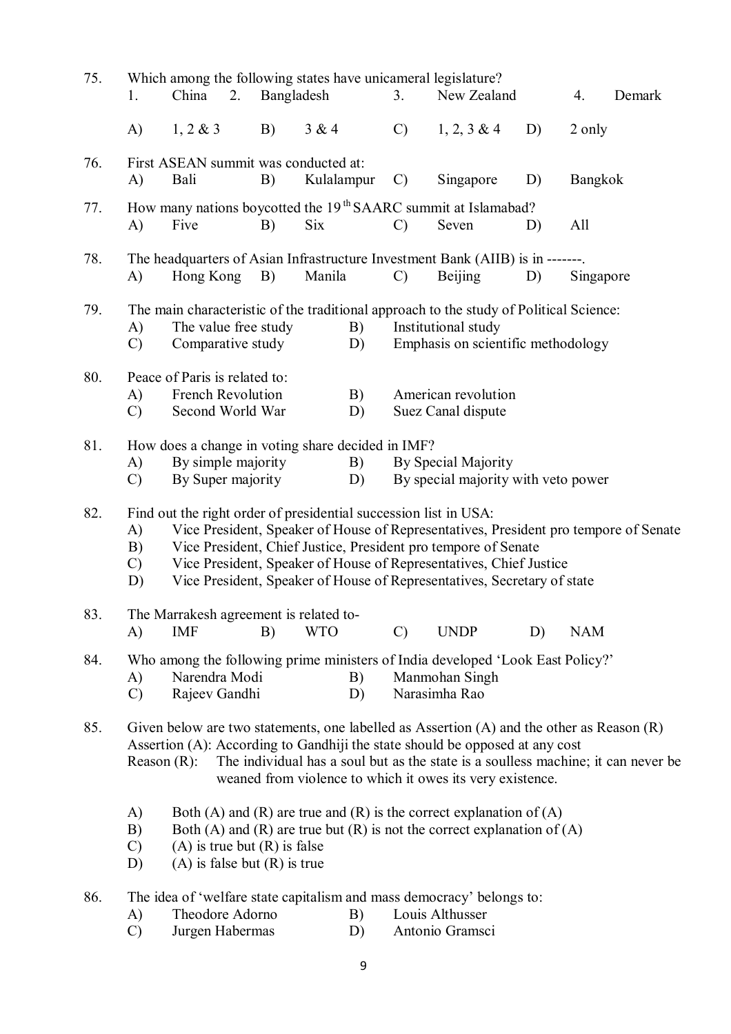75. Which among the following states have unicameral legislature?

1. China 2. Bangladesh 3. New Zealand 4. Demark

A) 1, 2 & 3 B) 3 & 4 C) 1, 2, 3 & 4 D) 2 only

76. First ASEAN summit was conducted at:

A) Bali B) Kulalampur C) Singapore D) Bangkok

77. How many nations boycotted the 19th SAARC summit at Islamabad?

A) Five B) Six C) Seven D) All

78. The headquarters of Asian Infrastructure Investment Bank (AIIB) is in -------.

A) Hong Kong B) Manila C) Beijing D) Singapore

79. The main characteristic of the traditional approach to the study of Political Science:

A) The value free study
B) Institutional study
C) Comparative study
D) Emphasis on scientific methodology

80. Peace of Paris is related to:

A) French Revolution
B) American revolution
C) Second World War
D) Suez Canal dispute

81. How does a change in voting share decided in IMF?

A) By simple majority
B) By Special Majority
C) By Super majority
D) By special majority with veto power

82. Find out the right order of presidential succession list in USA:

A) Vice President, Speaker of House of Representatives, President pro tempore of Senate
B) Vice President, Chief Justice, President pro tempore of Senate
C) Vice President, Speaker of House of Representatives, Chief Justice
D) Vice President, Speaker of House of Representatives, Secretary of state

83. The Marrakesh agreement is related to-

A) IMF B) WTO C) UNDP D) NAM

84. Who among the following prime ministers of India developed 'Look East Policy?'

A) Narendra Modi
B) Manmohan Singh
C) Rajeev Gandhi
D) Narasimha Rao

85. Given below are two statements, one labelled as Assertion (A) and the other as Reason (R)

Assertion (A): According to Gandhiji the state should be opposed at any cost

Reason (R): The individual has a soul but as the state is a soulless machine; it can never be weaned from violence to which it owes its very existence.

A) Both (A) and (R) are true and (R) is the correct explanation of (A)
B) Both (A) and (R) are true but (R) is not the correct explanation of (A)
C) (A) is true but (R) is false
D) (A) is false but (R) is true

86. The idea of 'welfare state capitalism and mass democracy' belongs to:

A) Theodore Adorno
B) Louis Althusser
C) Jurgen Habermas
D) Antonio Gramsci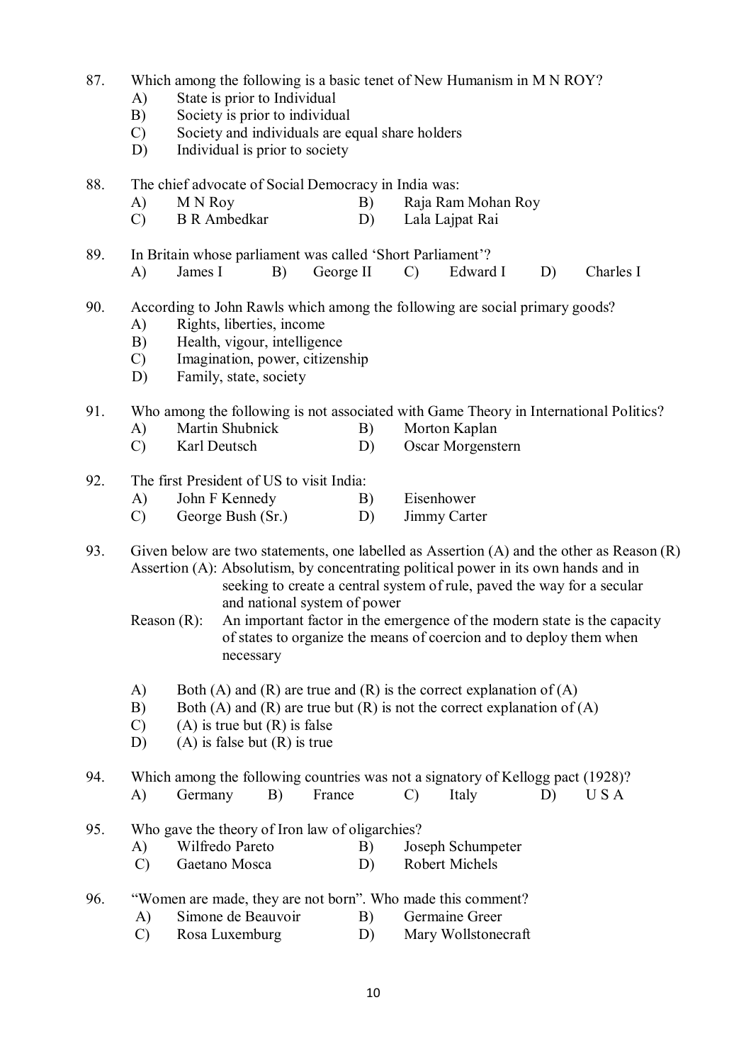87. Which among the following is a basic tenet of New Humanism in M N ROY?
   - A) State is prior to Individual
   - B) Society is prior to individual
   - C) Society and individuals are equal share holders
   - D) Individual is prior to society

88. The chief advocate of Social Democracy in India was:
   - A) M N Roy
   - B) Raja Ram Mohan Roy
   - C) B R Ambedkar
   - D) Lala Lajpat Rai

89. In Britain whose parliament was called 'Short Parliament'?
   - A) James I
   - B) George II
   - C) Edward I
   - D) Charles I

90. According to John Rawls which among the following are social primary goods?
   - A) Rights, liberties, income
   - B) Health, vigour, intelligence
   - C) Imagination, power, citizenship
   - D) Family, state, society

91. Who among the following is not associated with Game Theory in International Politics?
   - A) Martin Shubnick
   - B) Morton Kaplan
   - C) Karl Deutsch
   - D) Oscar Morgenstern

92. The first President of US to visit India:
   - A) John F Kennedy
   - B) Eisenhower
   - C) George Bush (Sr.)
   - D) Jimmy Carter

93. Given below are two statements, one labelled as Assertion (A) and the other as Reason (R)

   Assertion (A): Absolutism, by concentrating political power in its own hands and in seeking to create a central system of rule, paved the way for a secular and national system of power

   Reason (R): An important factor in the emergence of the modern state is the capacity of states to organize the means of coercion and to deploy them when necessary

   - A) Both (A) and (R) are true and (R) is the correct explanation of (A)
   - B) Both (A) and (R) are true but (R) is not the correct explanation of (A)
   - C) (A) is true but (R) is false
   - D) (A) is false but (R) is true

94. Which among the following countries was not a signatory of Kellogg pact (1928)?
   - A) Germany
   - B) France
   - C) Italy
   - D) U S A

95. Who gave the theory of Iron law of oligarchies?
   - A) Wilfredo Pareto
   - B) Joseph Schumpeter
   - C) Gaetano Mosca
   - D) Robert Michels

96. "Women are made, they are not born". Who made this comment?
   - A) Simone de Beauvoir
   - B) Germaine Greer
   - C) Rosa Luxemburg
   - D) Mary Wollstonecraft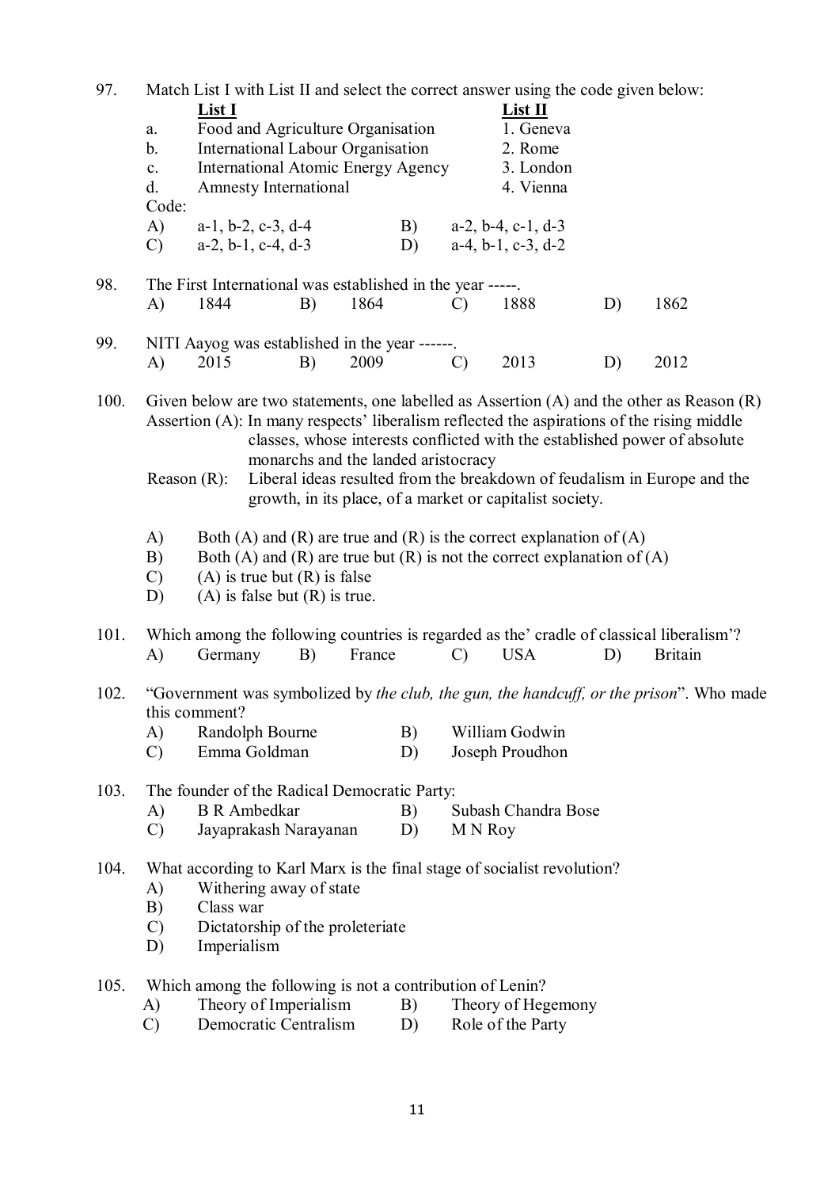97. Match List I with List II and select the correct answer using the code given below:

| | List I | List II |
|---|---|---|
| a. | Food and Agriculture Organisation | 1. Geneva |
| b. | International Labour Organisation | 2. Rome |
| c. | International Atomic Energy Agency | 3. London |
| d. | Amnesty International | 4. Vienna |

Code:

A) a-1, b-2, c-3, d-4  B) a-2, b-4, c-1, d-3
C) a-2, b-1, c-4, d-3  D) a-4, b-1, c-3, d-2

98. The First International was established in the year -----.

A) 1844  B) 1864  C) 1888  D) 1862

99. NITI Aayog was established in the year ------.

A) 2015  B) 2009  C) 2013  D) 2012

100. Given below are two statements, one labelled as Assertion (A) and the other as Reason (R)

Assertion (A): In many respects' liberalism reflected the aspirations of the rising middle classes, whose interests conflicted with the established power of absolute monarchs and the landed aristocracy

Reason (R): Liberal ideas resulted from the breakdown of feudalism in Europe and the growth, in its place, of a market or capitalist society.

A) Both (A) and (R) are true and (R) is the correct explanation of (A)
B) Both (A) and (R) are true but (R) is not the correct explanation of (A)
C) (A) is true but (R) is false
D) (A) is false but (R) is true.

101. Which among the following countries is regarded as the' cradle of classical liberalism'?

A) Germany  B) France  C) USA  D) Britain

102. "Government was symbolized by *the club, the gun, the handcuff, or the prison*". Who made this comment?

A) Randolph Bourne  B) William Godwin
C) Emma Goldman  D) Joseph Proudhon

103. The founder of the Radical Democratic Party:

A) B R Ambedkar  B) Subash Chandra Bose
C) Jayaprakash Narayanan  D) M N Roy

104. What according to Karl Marx is the final stage of socialist revolution?

A) Withering away of state
B) Class war
C) Dictatorship of the proleteriate
D) Imperialism

105. Which among the following is not a contribution of Lenin?

A) Theory of Imperialism  B) Theory of Hegemony
C) Democratic Centralism  D) Role of the Party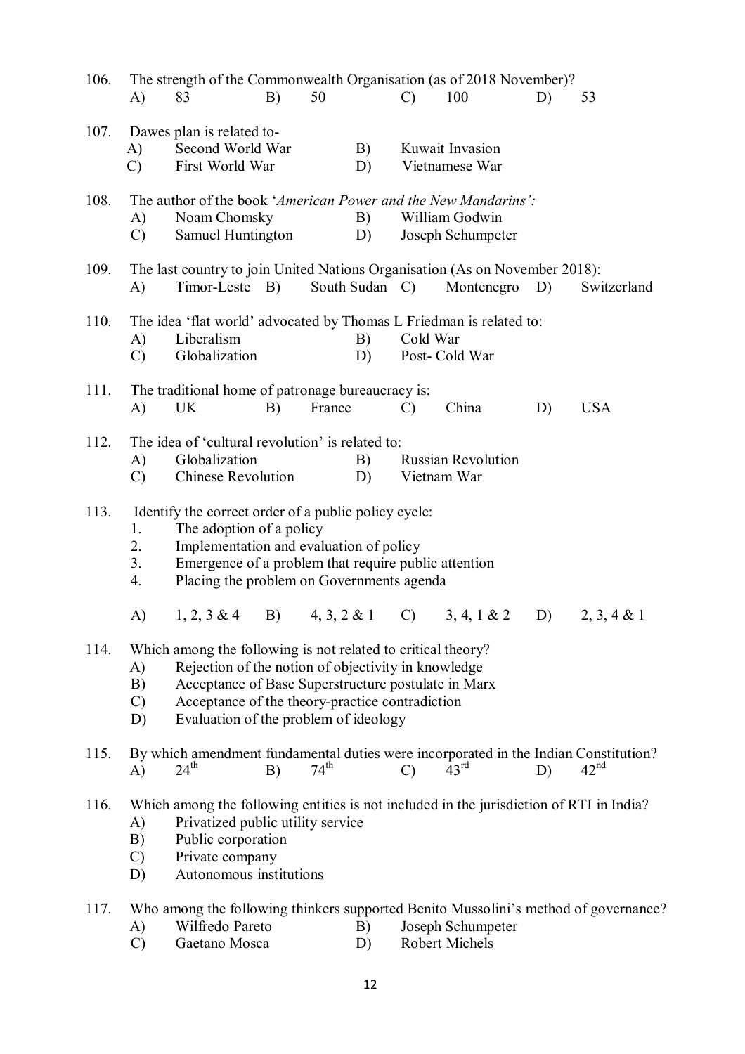106. The strength of the Commonwealth Organisation (as of 2018 November)?

A) 83 B) 50 C) 100 D) 53

107. Dawes plan is related to-

A) Second World War
B) Kuwait Invasion
C) First World War
D) Vietnamese War

108. The author of the book '*American Power and the New Mandarins*':

A) Noam Chomsky
B) William Godwin
C) Samuel Huntington
D) Joseph Schumpeter

109. The last country to join United Nations Organisation (As on November 2018):

A) Timor-Leste B) South Sudan C) Montenegro D) Switzerland

110. The idea 'flat world' advocated by Thomas L Friedman is related to:

A) Liberalism
B) Cold War
C) Globalization
D) Post- Cold War

111. The traditional home of patronage bureaucracy is:

A) UK B) France C) China D) USA

112. The idea of 'cultural revolution' is related to:

A) Globalization
B) Russian Revolution
C) Chinese Revolution
D) Vietnam War

113. Identify the correct order of a public policy cycle:

1. The adoption of a policy
2. Implementation and evaluation of policy
3. Emergence of a problem that require public attention
4. Placing the problem on Governments agenda

A) 1, 2, 3 & 4 B) 4, 3, 2 & 1 C) 3, 4, 1 & 2 D) 2, 3, 4 & 1

114. Which among the following is not related to critical theory?

A) Rejection of the notion of objectivity in knowledge
B) Acceptance of Base Superstructure postulate in Marx
C) Acceptance of the theory-practice contradiction
D) Evaluation of the problem of ideology

115. By which amendment fundamental duties were incorporated in the Indian Constitution?

A) 24th B) 74th C) 43rd D) 42nd

116. Which among the following entities is not included in the jurisdiction of RTI in India?

A) Privatized public utility service
B) Public corporation
C) Private company
D) Autonomous institutions

117. Who among the following thinkers supported Benito Mussolini's method of governance?

A) Wilfredo Pareto
B) Joseph Schumpeter
C) Gaetano Mosca
D) Robert Michels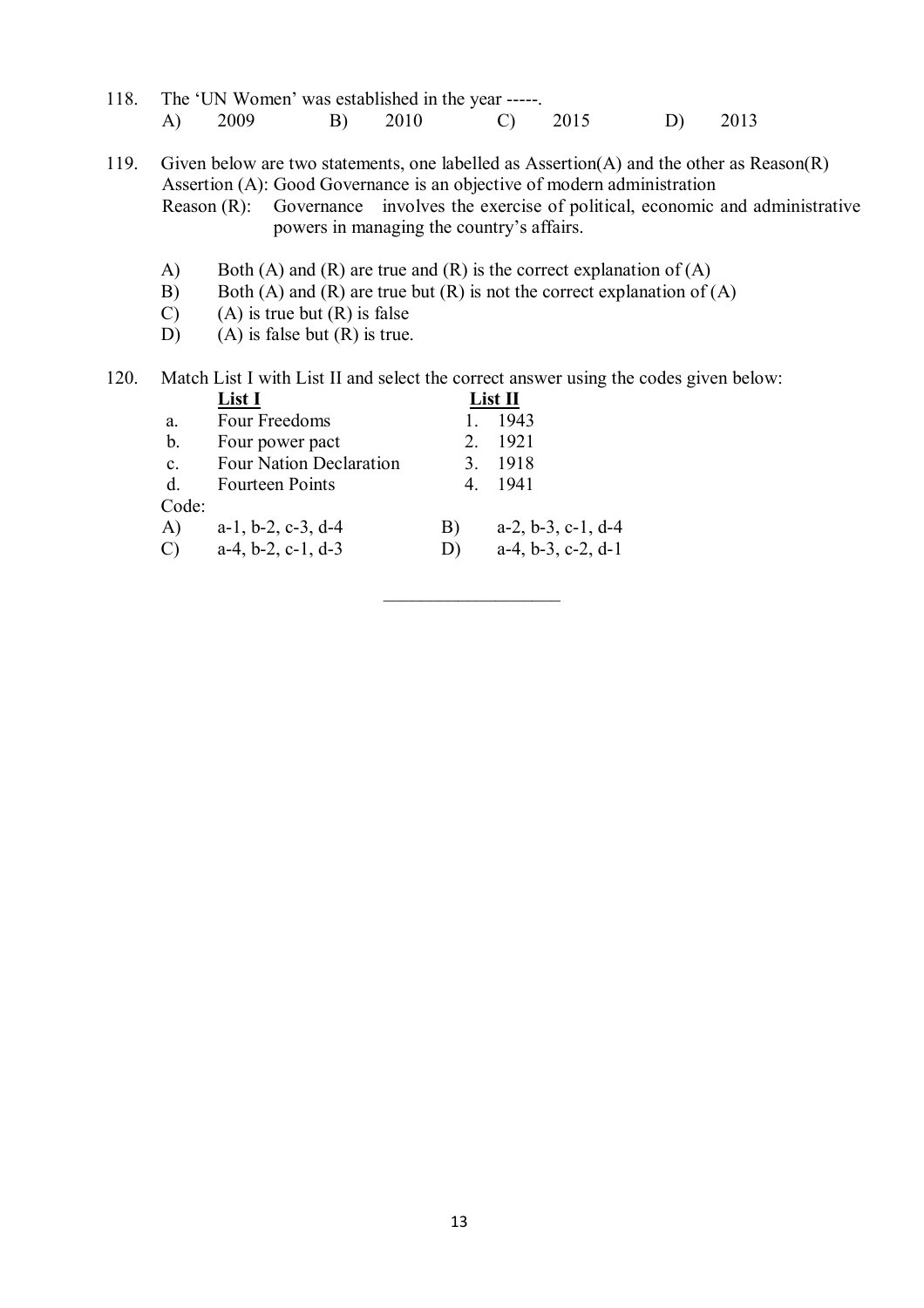118. The 'UN Women' was established in the year -----.

A) 2009 B) 2010 C) 2015 D) 2013

119. Given below are two statements, one labelled as Assertion(A) and the other as Reason(R)

Assertion (A): Good Governance is an objective of modern administration

Reason (R): Governance involves the exercise of political, economic and administrative powers in managing the country's affairs.

A) Both (A) and (R) are true and (R) is the correct explanation of (A)
B) Both (A) and (R) are true but (R) is not the correct explanation of (A)
C) (A) is true but (R) is false
D) (A) is false but (R) is true.

120. Match List I with List II and select the correct answer using the codes given below:

| | **List I** | | **List II** |
|---|---|---|---|
| a. | Four Freedoms | 1. | 1943 |
| b. | Four power pact | 2. | 1921 |
| c. | Four Nation Declaration | 3. | 1918 |
| d. | Fourteen Points | 4. | 1941 |

Code:

A) a-1, b-2, c-3, d-4 B) a-2, b-3, c-1, d-4

C) a-4, b-2, c-1, d-3 D) a-4, b-3, c-2, d-1

___________________